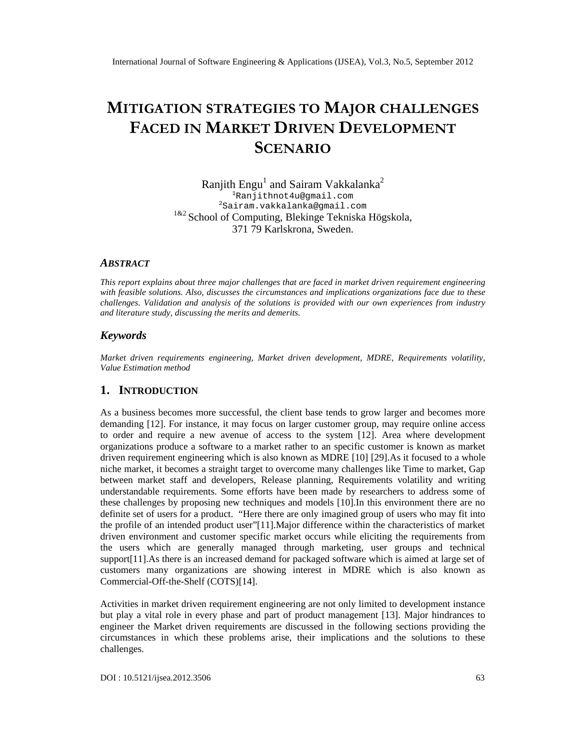# MITIGATION STRATEGIES TO MAJOR CHALLENGES FACED IN MARKET DRIVEN DEVELOPMENT SCENARIO

Ranjith Engu[1] and Sairam Vakkalanka[2]

[1]Ranjithnot4u@gmail.com

[2]Sairam.vakkalanka@gmail.com

[1&2] School of Computing, Blekinge Tekniska Högskola,
371 79 Karlskrona, Sweden.

### *ABSTRACT*

*This report explains about three major challenges that are faced in market driven requirement engineering with feasible solutions. Also, discusses the circumstances and implications organizations face due to these challenges. Validation and analysis of the solutions is provided with our own experiences from industry and literature study, discussing the merits and demerits.*

### *Keywords*

*Market driven requirements engineering, Market driven development, MDRE, Requirements volatility, Value Estimation method*

## 1. INTRODUCTION

As a business becomes more successful, the client base tends to grow larger and becomes more demanding [12]. For instance, it may focus on larger customer group, may require online access to order and require a new avenue of access to the system [12]. Area where development organizations produce a software to a market rather to an specific customer is known as market driven requirement engineering which is also known as MDRE [10] [29].As it focused to a whole niche market, it becomes a straight target to overcome many challenges like Time to market, Gap between market staff and developers, Release planning, Requirements volatility and writing understandable requirements. Some efforts have been made by researchers to address some of these challenges by proposing new techniques and models [10].In this environment there are no definite set of users for a product. "Here there are only imagined group of users who may fit into the profile of an intended product user"[11].Major difference within the characteristics of market driven environment and customer specific market occurs while eliciting the requirements from the users which are generally managed through marketing, user groups and technical support[11].As there is an increased demand for packaged software which is aimed at large set of customers many organizations are showing interest in MDRE which is also known as Commercial-Off-the-Shelf (COTS)[14].

Activities in market driven requirement engineering are not only limited to development instance but play a vital role in every phase and part of product management [13]. Major hindrances to engineer the Market driven requirements are discussed in the following sections providing the circumstances in which these problems arise, their implications and the solutions to these challenges.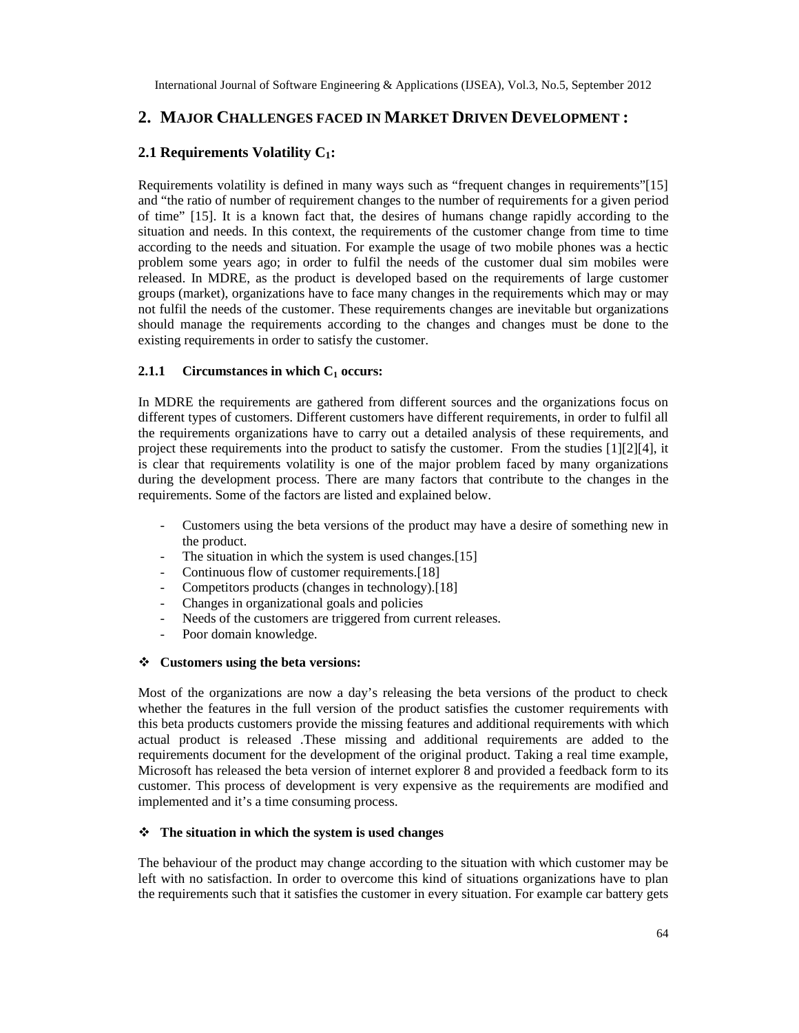## 2. MAJOR CHALLENGES FACED IN MARKET DRIVEN DEVELOPMENT :

### 2.1 Requirements Volatility $C_1$:

Requirements volatility is defined in many ways such as "frequent changes in requirements"[15] and "the ratio of number of requirement changes to the number of requirements for a given period of time" [15]. It is a known fact that, the desires of humans change rapidly according to the situation and needs. In this context, the requirements of the customer change from time to time according to the needs and situation. For example the usage of two mobile phones was a hectic problem some years ago; in order to fulfil the needs of the customer dual sim mobiles were released. In MDRE, as the product is developed based on the requirements of large customer groups (market), organizations have to face many changes in the requirements which may or may not fulfil the needs of the customer. These requirements changes are inevitable but organizations should manage the requirements according to the changes and changes must be done to the existing requirements in order to satisfy the customer.

#### 2.1.1 Circumstances in which $C_1$ occurs:

In MDRE the requirements are gathered from different sources and the organizations focus on different types of customers. Different customers have different requirements, in order to fulfil all the requirements organizations have to carry out a detailed analysis of these requirements, and project these requirements into the product to satisfy the customer. From the studies [1][2][4], it is clear that requirements volatility is one of the major problem faced by many organizations during the development process. There are many factors that contribute to the changes in the requirements. Some of the factors are listed and explained below.

- Customers using the beta versions of the product may have a desire of something new in the product.
- The situation in which the system is used changes.[15]
- Continuous flow of customer requirements.[18]
- Competitors products (changes in technology).[18]
- Changes in organizational goals and policies
- Needs of the customers are triggered from current releases.
- Poor domain knowledge.

❖ **Customers using the beta versions:**

Most of the organizations are now a day's releasing the beta versions of the product to check whether the features in the full version of the product satisfies the customer requirements with this beta products customers provide the missing features and additional requirements with which actual product is released .These missing and additional requirements are added to the requirements document for the development of the original product. Taking a real time example, Microsoft has released the beta version of internet explorer 8 and provided a feedback form to its customer. This process of development is very expensive as the requirements are modified and implemented and it's a time consuming process.

❖ **The situation in which the system is used changes**

The behaviour of the product may change according to the situation with which customer may be left with no satisfaction. In order to overcome this kind of situations organizations have to plan the requirements such that it satisfies the customer in every situation. For example car battery gets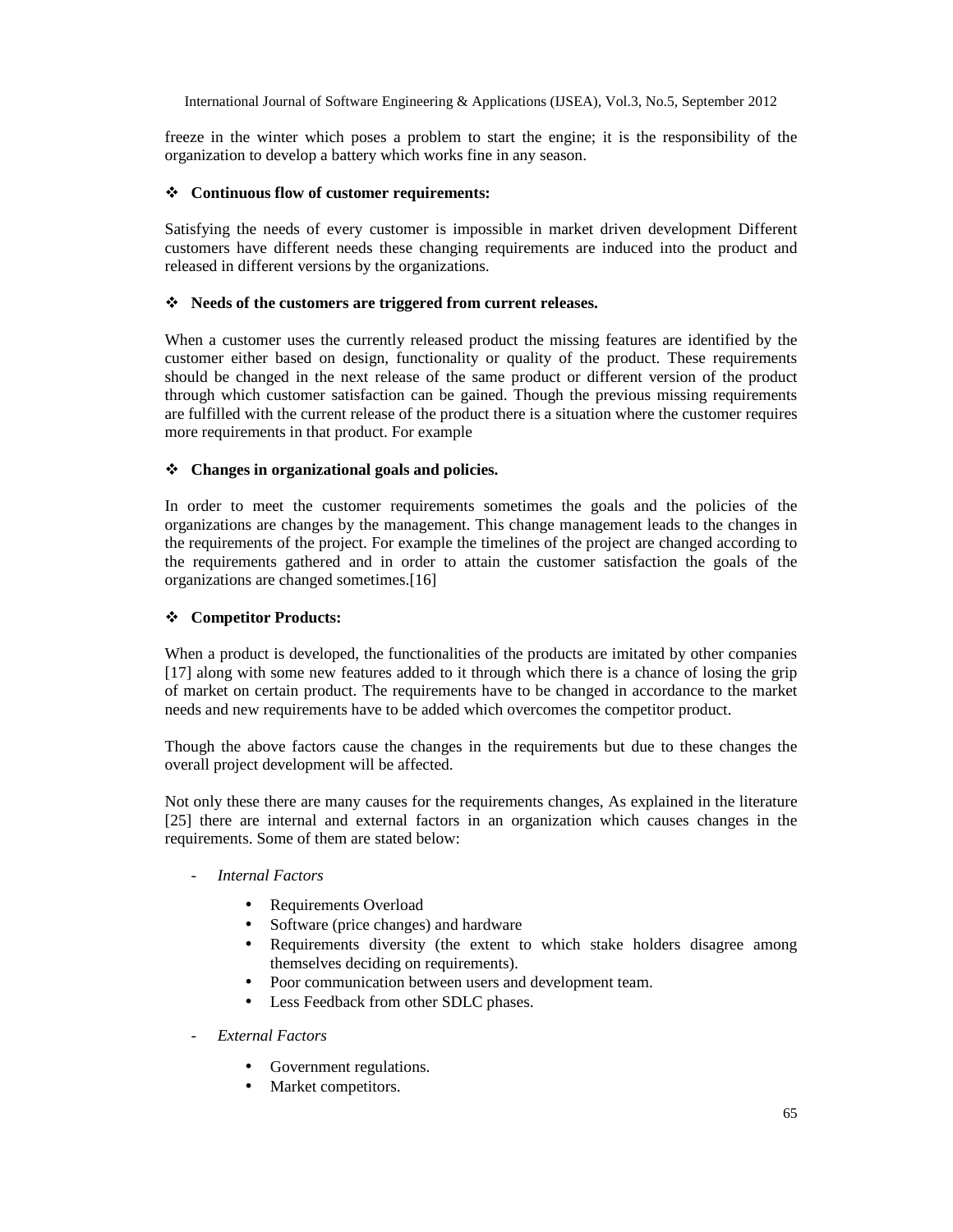freeze in the winter which poses a problem to start the engine; it is the responsibility of the organization to develop a battery which works fine in any season.

- **Continuous flow of customer requirements:**

Satisfying the needs of every customer is impossible in market driven development Different customers have different needs these changing requirements are induced into the product and released in different versions by the organizations.

- **Needs of the customers are triggered from current releases.**

When a customer uses the currently released product the missing features are identified by the customer either based on design, functionality or quality of the product. These requirements should be changed in the next release of the same product or different version of the product through which customer satisfaction can be gained. Though the previous missing requirements are fulfilled with the current release of the product there is a situation where the customer requires more requirements in that product. For example

- **Changes in organizational goals and policies.**

In order to meet the customer requirements sometimes the goals and the policies of the organizations are changes by the management. This change management leads to the changes in the requirements of the project. For example the timelines of the project are changed according to the requirements gathered and in order to attain the customer satisfaction the goals of the organizations are changed sometimes.[16]

- **Competitor Products:**

When a product is developed, the functionalities of the products are imitated by other companies [17] along with some new features added to it through which there is a chance of losing the grip of market on certain product. The requirements have to be changed in accordance to the market needs and new requirements have to be added which overcomes the competitor product.

Though the above factors cause the changes in the requirements but due to these changes the overall project development will be affected.

Not only these there are many causes for the requirements changes, As explained in the literature [25] there are internal and external factors in an organization which causes changes in the requirements. Some of them are stated below:

- *Internal Factors*
    - Requirements Overload
    - Software (price changes) and hardware
    - Requirements diversity (the extent to which stake holders disagree among themselves deciding on requirements).
    - Poor communication between users and development team.
    - Less Feedback from other SDLC phases.
- *External Factors*
    - Government regulations.
    - Market competitors.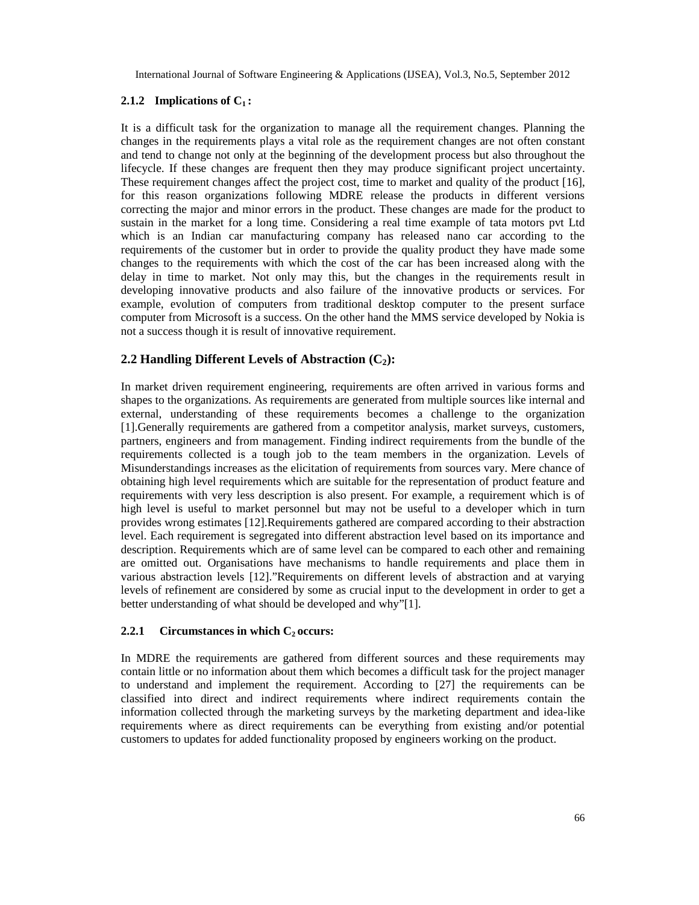### 2.1.2 Implications of $C_1$:

It is a difficult task for the organization to manage all the requirement changes. Planning the changes in the requirements plays a vital role as the requirement changes are not often constant and tend to change not only at the beginning of the development process but also throughout the lifecycle. If these changes are frequent then they may produce significant project uncertainty. These requirement changes affect the project cost, time to market and quality of the product [16], for this reason organizations following MDRE release the products in different versions correcting the major and minor errors in the product. These changes are made for the product to sustain in the market for a long time. Considering a real time example of tata motors pvt Ltd which is an Indian car manufacturing company has released nano car according to the requirements of the customer but in order to provide the quality product they have made some changes to the requirements with which the cost of the car has been increased along with the delay in time to market. Not only may this, but the changes in the requirements result in developing innovative products and also failure of the innovative products or services. For example, evolution of computers from traditional desktop computer to the present surface computer from Microsoft is a success. On the other hand the MMS service developed by Nokia is not a success though it is result of innovative requirement.

## 2.2 Handling Different Levels of Abstraction ($C_2$):

In market driven requirement engineering, requirements are often arrived in various forms and shapes to the organizations. As requirements are generated from multiple sources like internal and external, understanding of these requirements becomes a challenge to the organization [1].Generally requirements are gathered from a competitor analysis, market surveys, customers, partners, engineers and from management. Finding indirect requirements from the bundle of the requirements collected is a tough job to the team members in the organization. Levels of Misunderstandings increases as the elicitation of requirements from sources vary. Mere chance of obtaining high level requirements which are suitable for the representation of product feature and requirements with very less description is also present. For example, a requirement which is of high level is useful to market personnel but may not be useful to a developer which in turn provides wrong estimates [12].Requirements gathered are compared according to their abstraction level. Each requirement is segregated into different abstraction level based on its importance and description. Requirements which are of same level can be compared to each other and remaining are omitted out. Organisations have mechanisms to handle requirements and place them in various abstraction levels [12]."Requirements on different levels of abstraction and at varying levels of refinement are considered by some as crucial input to the development in order to get a better understanding of what should be developed and why"[1].

### 2.2.1 Circumstances in which $C_2$ occurs:

In MDRE the requirements are gathered from different sources and these requirements may contain little or no information about them which becomes a difficult task for the project manager to understand and implement the requirement. According to [27] the requirements can be classified into direct and indirect requirements where indirect requirements contain the information collected through the marketing surveys by the marketing department and idea-like requirements where as direct requirements can be everything from existing and/or potential customers to updates for added functionality proposed by engineers working on the product.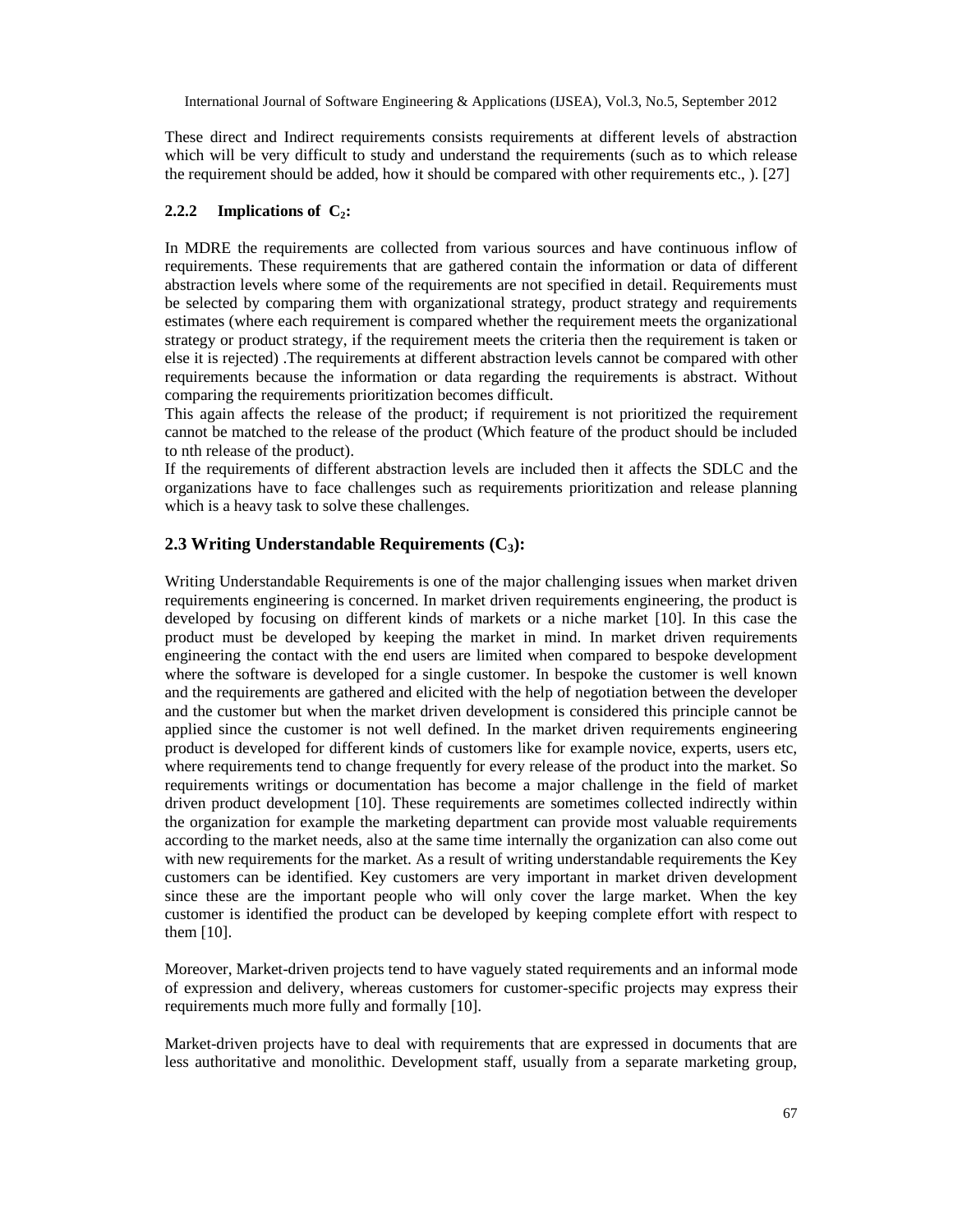These direct and Indirect requirements consists requirements at different levels of abstraction which will be very difficult to study and understand the requirements (such as to which release the requirement should be added, how it should be compared with other requirements etc., ). [27]

#### 2.2.2 Implications of $C_2$:

In MDRE the requirements are collected from various sources and have continuous inflow of requirements. These requirements that are gathered contain the information or data of different abstraction levels where some of the requirements are not specified in detail. Requirements must be selected by comparing them with organizational strategy, product strategy and requirements estimates (where each requirement is compared whether the requirement meets the organizational strategy or product strategy, if the requirement meets the criteria then the requirement is taken or else it is rejected) .The requirements at different abstraction levels cannot be compared with other requirements because the information or data regarding the requirements is abstract. Without comparing the requirements prioritization becomes difficult.

This again affects the release of the product; if requirement is not prioritized the requirement cannot be matched to the release of the product (Which feature of the product should be included to nth release of the product).

If the requirements of different abstraction levels are included then it affects the SDLC and the organizations have to face challenges such as requirements prioritization and release planning which is a heavy task to solve these challenges.

### 2.3 Writing Understandable Requirements ($C_3$):

Writing Understandable Requirements is one of the major challenging issues when market driven requirements engineering is concerned. In market driven requirements engineering, the product is developed by focusing on different kinds of markets or a niche market [10]. In this case the product must be developed by keeping the market in mind. In market driven requirements engineering the contact with the end users are limited when compared to bespoke development where the software is developed for a single customer. In bespoke the customer is well known and the requirements are gathered and elicited with the help of negotiation between the developer and the customer but when the market driven development is considered this principle cannot be applied since the customer is not well defined. In the market driven requirements engineering product is developed for different kinds of customers like for example novice, experts, users etc, where requirements tend to change frequently for every release of the product into the market. So requirements writings or documentation has become a major challenge in the field of market driven product development [10]. These requirements are sometimes collected indirectly within the organization for example the marketing department can provide most valuable requirements according to the market needs, also at the same time internally the organization can also come out with new requirements for the market. As a result of writing understandable requirements the Key customers can be identified. Key customers are very important in market driven development since these are the important people who will only cover the large market. When the key customer is identified the product can be developed by keeping complete effort with respect to them [10].

Moreover, Market-driven projects tend to have vaguely stated requirements and an informal mode of expression and delivery, whereas customers for customer-specific projects may express their requirements much more fully and formally [10].

Market-driven projects have to deal with requirements that are expressed in documents that are less authoritative and monolithic. Development staff, usually from a separate marketing group,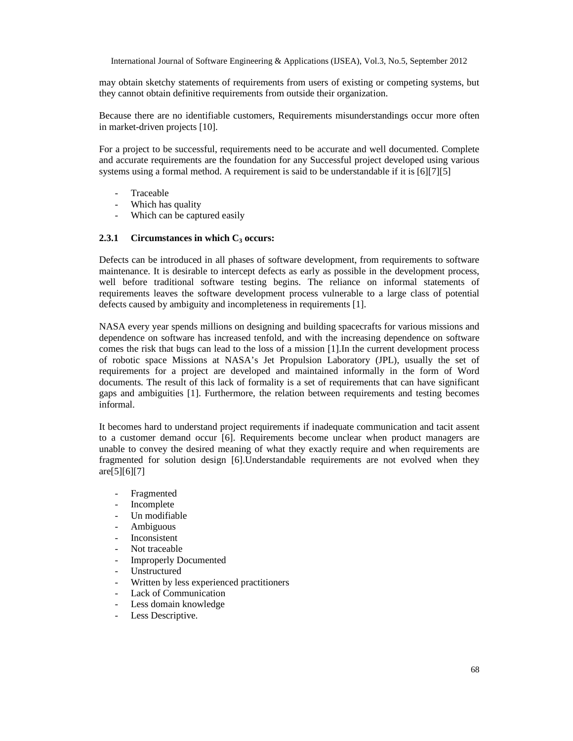may obtain sketchy statements of requirements from users of existing or competing systems, but they cannot obtain definitive requirements from outside their organization.

Because there are no identifiable customers, Requirements misunderstandings occur more often in market-driven projects [10].

For a project to be successful, requirements need to be accurate and well documented. Complete and accurate requirements are the foundation for any Successful project developed using various systems using a formal method. A requirement is said to be understandable if it is [6][7][5]

- Traceable
- Which has quality
- Which can be captured easily

### 2.3.1 Circumstances in which $C_3$ occurs:

Defects can be introduced in all phases of software development, from requirements to software maintenance. It is desirable to intercept defects as early as possible in the development process, well before traditional software testing begins. The reliance on informal statements of requirements leaves the software development process vulnerable to a large class of potential defects caused by ambiguity and incompleteness in requirements [1].

NASA every year spends millions on designing and building spacecrafts for various missions and dependence on software has increased tenfold, and with the increasing dependence on software comes the risk that bugs can lead to the loss of a mission [1].In the current development process of robotic space Missions at NASA's Jet Propulsion Laboratory (JPL), usually the set of requirements for a project are developed and maintained informally in the form of Word documents. The result of this lack of formality is a set of requirements that can have significant gaps and ambiguities [1]. Furthermore, the relation between requirements and testing becomes informal.

It becomes hard to understand project requirements if inadequate communication and tacit assent to a customer demand occur [6]. Requirements become unclear when product managers are unable to convey the desired meaning of what they exactly require and when requirements are fragmented for solution design [6].Understandable requirements are not evolved when they are[5][6][7]

- Fragmented
- Incomplete
- Un modifiable
- Ambiguous
- Inconsistent
- Not traceable
- Improperly Documented
- Unstructured
- Written by less experienced practitioners
- Lack of Communication
- Less domain knowledge
- Less Descriptive.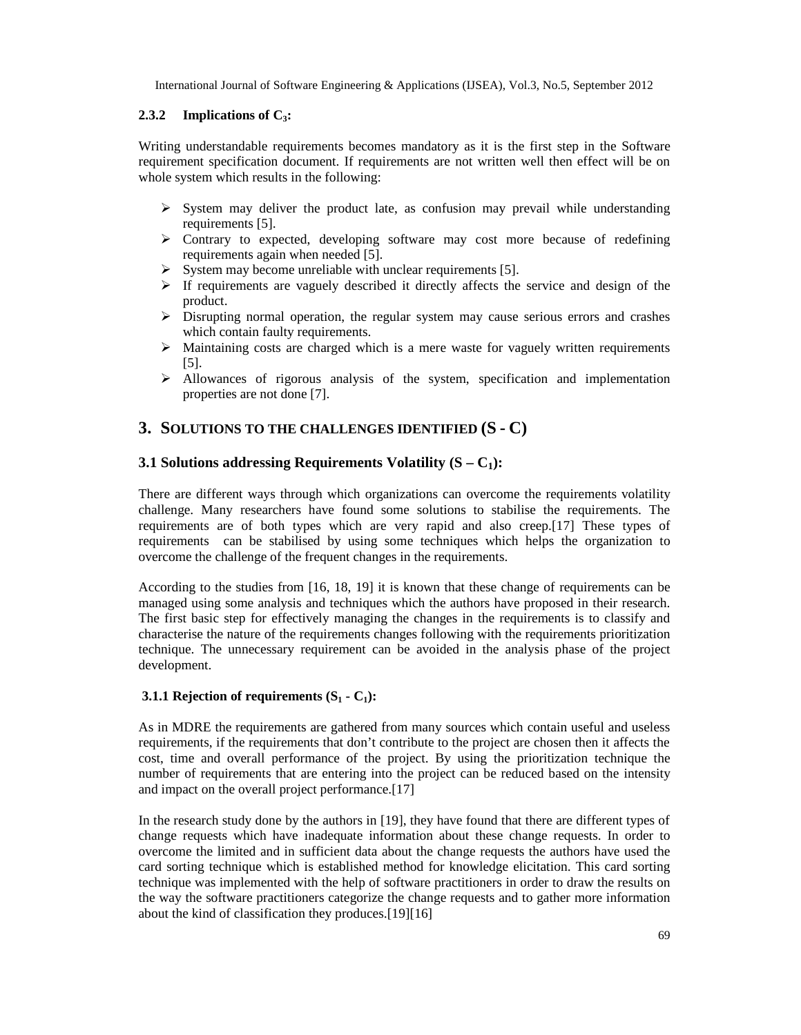#### 2.3.2 Implications of $C_3$:

Writing understandable requirements becomes mandatory as it is the first step in the Software requirement specification document. If requirements are not written well then effect will be on whole system which results in the following:

- System may deliver the product late, as confusion may prevail while understanding requirements [5].
- Contrary to expected, developing software may cost more because of redefining requirements again when needed [5].
- System may become unreliable with unclear requirements [5].
- If requirements are vaguely described it directly affects the service and design of the product.
- Disrupting normal operation, the regular system may cause serious errors and crashes which contain faulty requirements.
- Maintaining costs are charged which is a mere waste for vaguely written requirements [5].
- Allowances of rigorous analysis of the system, specification and implementation properties are not done [7].

## 3. SOLUTIONS TO THE CHALLENGES IDENTIFIED (S - C)

### 3.1 Solutions addressing Requirements Volatility ($S – C_1$):

There are different ways through which organizations can overcome the requirements volatility challenge. Many researchers have found some solutions to stabilise the requirements. The requirements are of both types which are very rapid and also creep.[17] These types of requirements can be stabilised by using some techniques which helps the organization to overcome the challenge of the frequent changes in the requirements.

According to the studies from [16, 18, 19] it is known that these change of requirements can be managed using some analysis and techniques which the authors have proposed in their research. The first basic step for effectively managing the changes in the requirements is to classify and characterise the nature of the requirements changes following with the requirements prioritization technique. The unnecessary requirement can be avoided in the analysis phase of the project development.

#### 3.1.1 Rejection of requirements ($S_1$ - $C_1$):

As in MDRE the requirements are gathered from many sources which contain useful and useless requirements, if the requirements that don't contribute to the project are chosen then it affects the cost, time and overall performance of the project. By using the prioritization technique the number of requirements that are entering into the project can be reduced based on the intensity and impact on the overall project performance.[17]

In the research study done by the authors in [19], they have found that there are different types of change requests which have inadequate information about these change requests. In order to overcome the limited and in sufficient data about the change requests the authors have used the card sorting technique which is established method for knowledge elicitation. This card sorting technique was implemented with the help of software practitioners in order to draw the results on the way the software practitioners categorize the change requests and to gather more information about the kind of classification they produces.[19][16]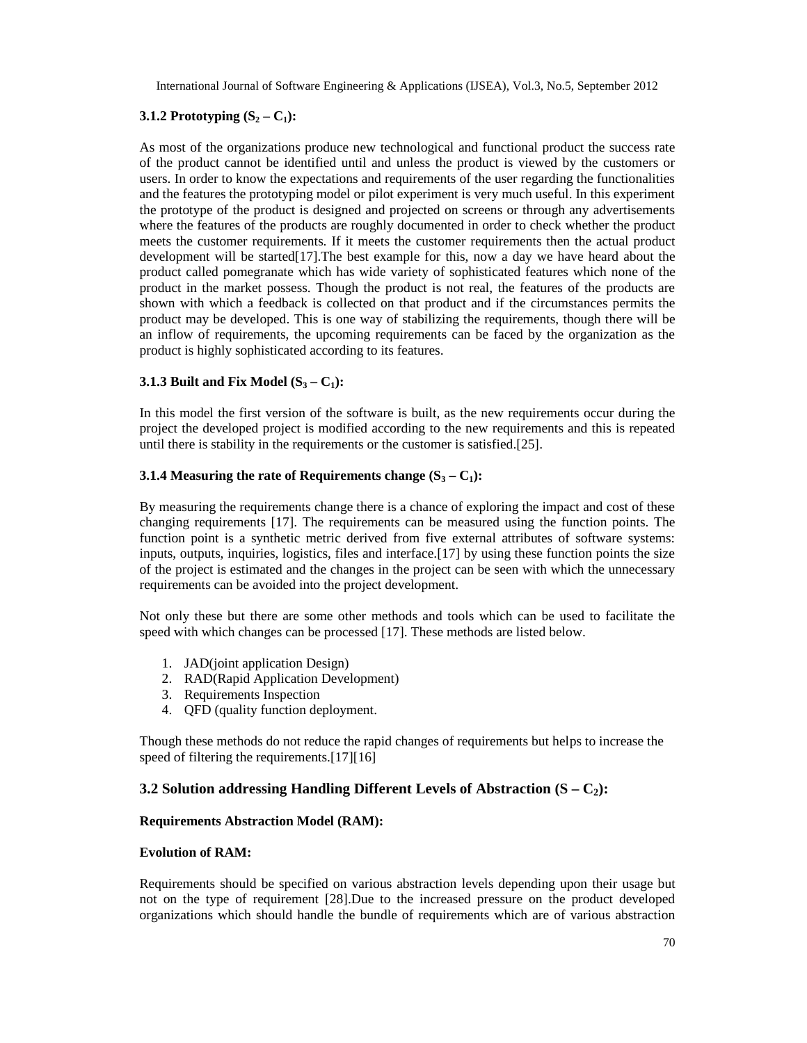### 3.1.2 Prototyping ($S_2 – C_1$):

As most of the organizations produce new technological and functional product the success rate of the product cannot be identified until and unless the product is viewed by the customers or users. In order to know the expectations and requirements of the user regarding the functionalities and the features the prototyping model or pilot experiment is very much useful. In this experiment the prototype of the product is designed and projected on screens or through any advertisements where the features of the products are roughly documented in order to check whether the product meets the customer requirements. If it meets the customer requirements then the actual product development will be started[17].The best example for this, now a day we have heard about the product called pomegranate which has wide variety of sophisticated features which none of the product in the market possess. Though the product is not real, the features of the products are shown with which a feedback is collected on that product and if the circumstances permits the product may be developed. This is one way of stabilizing the requirements, though there will be an inflow of requirements, the upcoming requirements can be faced by the organization as the product is highly sophisticated according to its features.

### 3.1.3 Built and Fix Model ($S_3 – C_1$):

In this model the first version of the software is built, as the new requirements occur during the project the developed project is modified according to the new requirements and this is repeated until there is stability in the requirements or the customer is satisfied.[25].

### 3.1.4 Measuring the rate of Requirements change ($S_3 – C_1$):

By measuring the requirements change there is a chance of exploring the impact and cost of these changing requirements [17]. The requirements can be measured using the function points. The function point is a synthetic metric derived from five external attributes of software systems: inputs, outputs, inquiries, logistics, files and interface.[17] by using these function points the size of the project is estimated and the changes in the project can be seen with which the unnecessary requirements can be avoided into the project development.

Not only these but there are some other methods and tools which can be used to facilitate the speed with which changes can be processed [17]. These methods are listed below.

1. JAD(joint application Design)
2. RAD(Rapid Application Development)
3. Requirements Inspection
4. QFD (quality function deployment.

Though these methods do not reduce the rapid changes of requirements but helps to increase the speed of filtering the requirements.[17][16]

## 3.2 Solution addressing Handling Different Levels of Abstraction ($S – C_2$):

**Requirements Abstraction Model (RAM):**

**Evolution of RAM:**

Requirements should be specified on various abstraction levels depending upon their usage but not on the type of requirement [28].Due to the increased pressure on the product developed organizations which should handle the bundle of requirements which are of various abstraction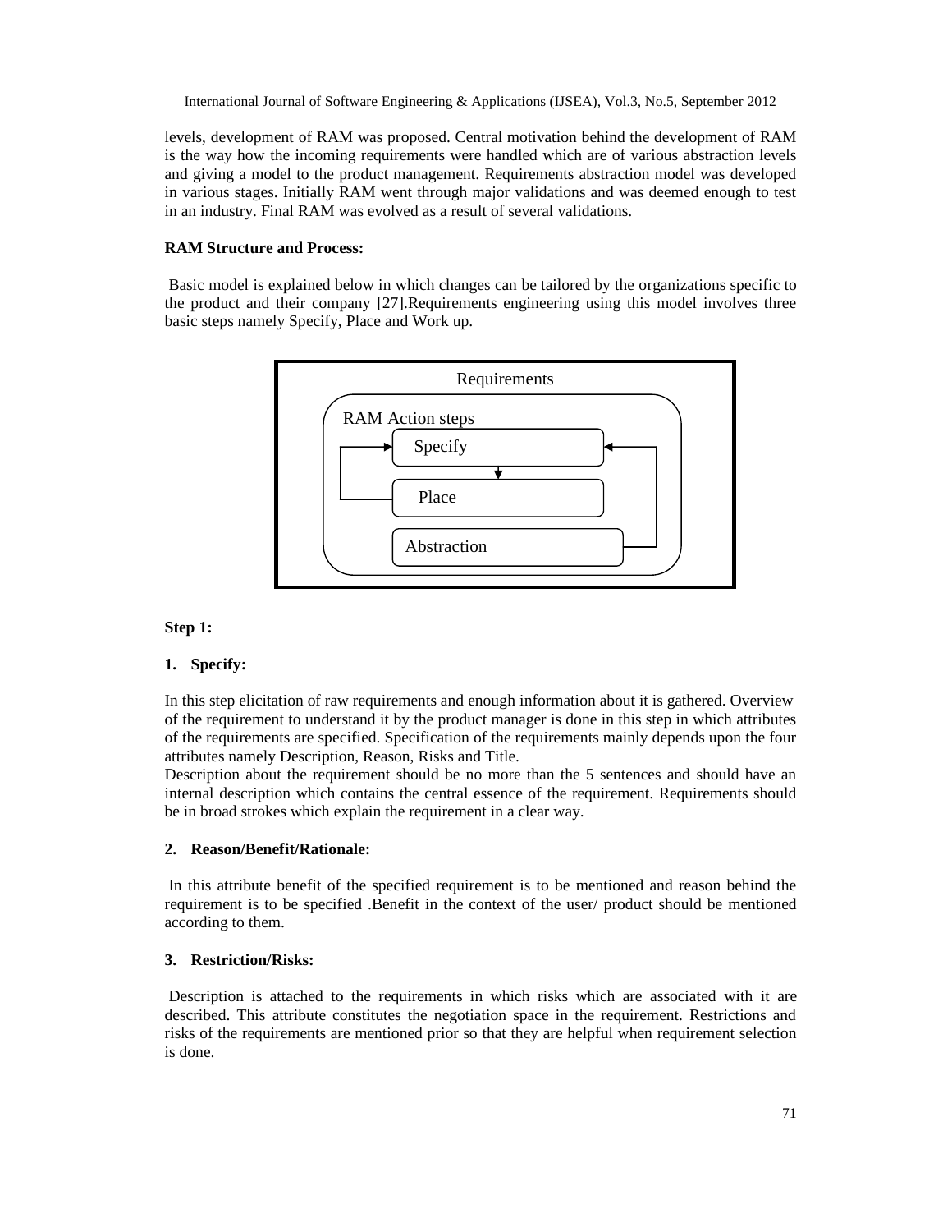levels, development of RAM was proposed. Central motivation behind the development of RAM is the way how the incoming requirements were handled which are of various abstraction levels and giving a model to the product management. Requirements abstraction model was developed in various stages. Initially RAM went through major validations and was deemed enough to test in an industry. Final RAM was evolved as a result of several validations.

**RAM Structure and Process:**

Basic model is explained below in which changes can be tailored by the organizations specific to the product and their company [27].Requirements engineering using this model involves three basic steps namely Specify, Place and Work up.

Requirements

RAM Action steps

Specify

Place

Abstraction

**Step 1:**

**1. Specify:**

In this step elicitation of raw requirements and enough information about it is gathered. Overview of the requirement to understand it by the product manager is done in this step in which attributes of the requirements are specified. Specification of the requirements mainly depends upon the four attributes namely Description, Reason, Risks and Title.

Description about the requirement should be no more than the 5 sentences and should have an internal description which contains the central essence of the requirement. Requirements should be in broad strokes which explain the requirement in a clear way.

**2. Reason/Benefit/Rationale:**

In this attribute benefit of the specified requirement is to be mentioned and reason behind the requirement is to be specified .Benefit in the context of the user/ product should be mentioned according to them.

**3. Restriction/Risks:**

Description is attached to the requirements in which risks which are associated with it are described. This attribute constitutes the negotiation space in the requirement. Restrictions and risks of the requirements are mentioned prior so that they are helpful when requirement selection is done.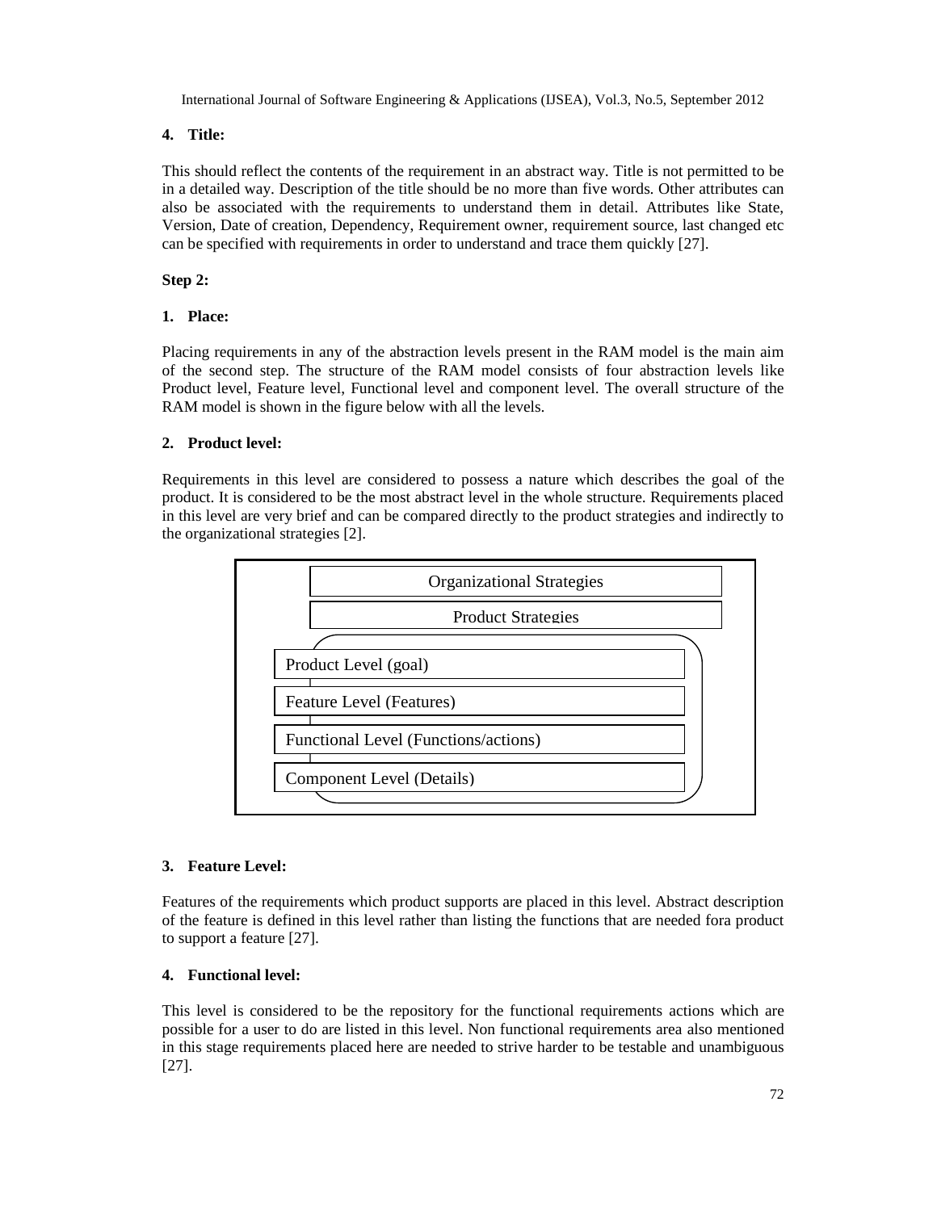**4. Title:**

This should reflect the contents of the requirement in an abstract way. Title is not permitted to be in a detailed way. Description of the title should be no more than five words. Other attributes can also be associated with the requirements to understand them in detail. Attributes like State, Version, Date of creation, Dependency, Requirement owner, requirement source, last changed etc can be specified with requirements in order to understand and trace them quickly [27].

**Step 2:**

**1. Place:**

Placing requirements in any of the abstraction levels present in the RAM model is the main aim of the second step. The structure of the RAM model consists of four abstraction levels like Product level, Feature level, Functional level and component level. The overall structure of the RAM model is shown in the figure below with all the levels.

**2. Product level:**

Requirements in this level are considered to possess a nature which describes the goal of the product. It is considered to be the most abstract level in the whole structure. Requirements placed in this level are very brief and can be compared directly to the product strategies and indirectly to the organizational strategies [2].

Organizational Strategies

Product Strategies

Product Level (goal)

Feature Level (Features)

Functional Level (Functions/actions)

Component Level (Details)

**3. Feature Level:**

Features of the requirements which product supports are placed in this level. Abstract description of the feature is defined in this level rather than listing the functions that are needed fora product to support a feature [27].

**4. Functional level:**

This level is considered to be the repository for the functional requirements actions which are possible for a user to do are listed in this level. Non functional requirements area also mentioned in this stage requirements placed here are needed to strive harder to be testable and unambiguous [27].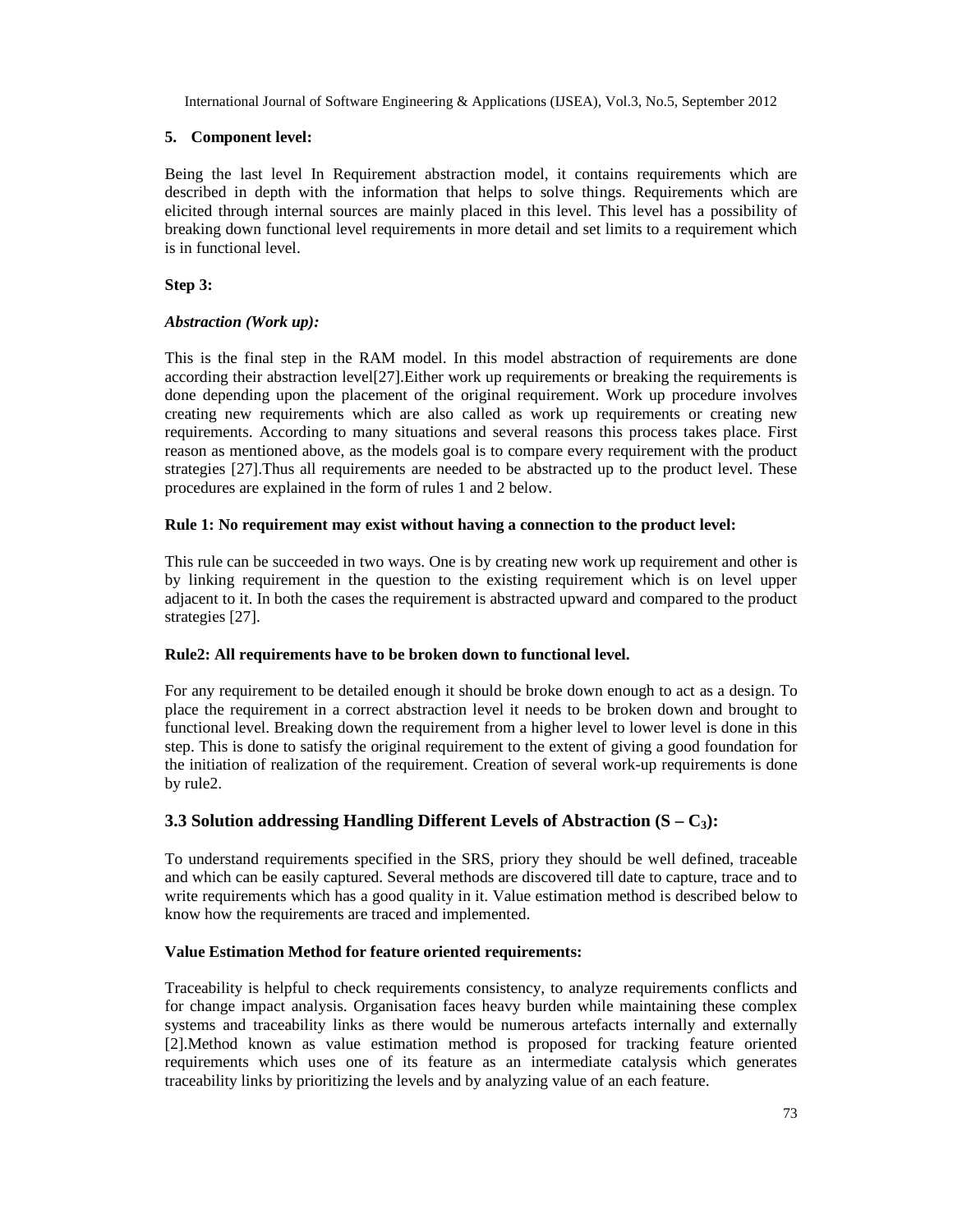**5. Component level:**

Being the last level In Requirement abstraction model, it contains requirements which are described in depth with the information that helps to solve things. Requirements which are elicited through internal sources are mainly placed in this level. This level has a possibility of breaking down functional level requirements in more detail and set limits to a requirement which is in functional level.

**Step 3:**

***Abstraction (Work up):***

This is the final step in the RAM model. In this model abstraction of requirements are done according their abstraction level[27].Either work up requirements or breaking the requirements is done depending upon the placement of the original requirement. Work up procedure involves creating new requirements which are also called as work up requirements or creating new requirements. According to many situations and several reasons this process takes place. First reason as mentioned above, as the models goal is to compare every requirement with the product strategies [27].Thus all requirements are needed to be abstracted up to the product level. These procedures are explained in the form of rules 1 and 2 below.

**Rule 1: No requirement may exist without having a connection to the product level:**

This rule can be succeeded in two ways. One is by creating new work up requirement and other is by linking requirement in the question to the existing requirement which is on level upper adjacent to it. In both the cases the requirement is abstracted upward and compared to the product strategies [27].

**Rule2: All requirements have to be broken down to functional level.**

For any requirement to be detailed enough it should be broke down enough to act as a design. To place the requirement in a correct abstraction level it needs to be broken down and brought to functional level. Breaking down the requirement from a higher level to lower level is done in this step. This is done to satisfy the original requirement to the extent of giving a good foundation for the initiation of realization of the requirement. Creation of several work-up requirements is done by rule2.

## 3.3 Solution addressing Handling Different Levels of Abstraction ($S – C_3$):

To understand requirements specified in the SRS, priory they should be well defined, traceable and which can be easily captured. Several methods are discovered till date to capture, trace and to write requirements which has a good quality in it. Value estimation method is described below to know how the requirements are traced and implemented.

**Value Estimation Method for feature oriented requirements:**

Traceability is helpful to check requirements consistency, to analyze requirements conflicts and for change impact analysis. Organisation faces heavy burden while maintaining these complex systems and traceability links as there would be numerous artefacts internally and externally [2].Method known as value estimation method is proposed for tracking feature oriented requirements which uses one of its feature as an intermediate catalysis which generates traceability links by prioritizing the levels and by analyzing value of an each feature.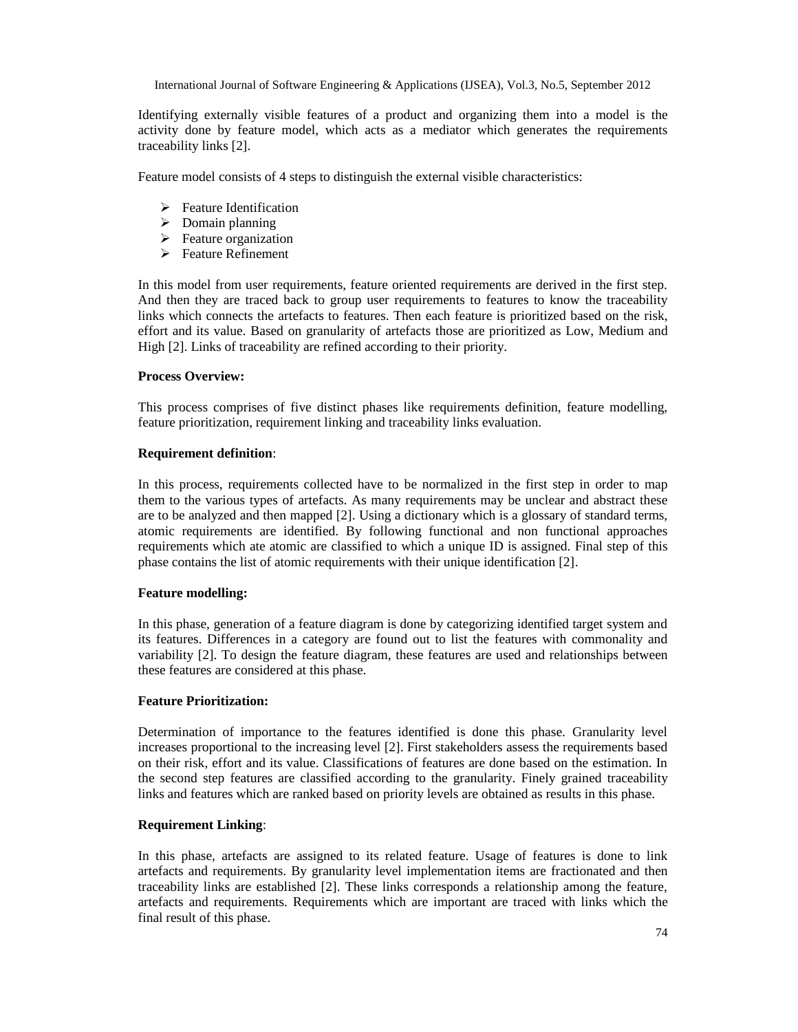Identifying externally visible features of a product and organizing them into a model is the activity done by feature model, which acts as a mediator which generates the requirements traceability links [2].

Feature model consists of 4 steps to distinguish the external visible characteristics:

- Feature Identification
- Domain planning
- Feature organization
- Feature Refinement

In this model from user requirements, feature oriented requirements are derived in the first step. And then they are traced back to group user requirements to features to know the traceability links which connects the artefacts to features. Then each feature is prioritized based on the risk, effort and its value. Based on granularity of artefacts those are prioritized as Low, Medium and High [2]. Links of traceability are refined according to their priority.

**Process Overview:**

This process comprises of five distinct phases like requirements definition, feature modelling, feature prioritization, requirement linking and traceability links evaluation.

**Requirement definition**:

In this process, requirements collected have to be normalized in the first step in order to map them to the various types of artefacts. As many requirements may be unclear and abstract these are to be analyzed and then mapped [2]. Using a dictionary which is a glossary of standard terms, atomic requirements are identified. By following functional and non functional approaches requirements which ate atomic are classified to which a unique ID is assigned. Final step of this phase contains the list of atomic requirements with their unique identification [2].

**Feature modelling:**

In this phase, generation of a feature diagram is done by categorizing identified target system and its features. Differences in a category are found out to list the features with commonality and variability [2]. To design the feature diagram, these features are used and relationships between these features are considered at this phase.

**Feature Prioritization:**

Determination of importance to the features identified is done this phase. Granularity level increases proportional to the increasing level [2]. First stakeholders assess the requirements based on their risk, effort and its value. Classifications of features are done based on the estimation. In the second step features are classified according to the granularity. Finely grained traceability links and features which are ranked based on priority levels are obtained as results in this phase.

**Requirement Linking**:

In this phase, artefacts are assigned to its related feature. Usage of features is done to link artefacts and requirements. By granularity level implementation items are fractionated and then traceability links are established [2]. These links corresponds a relationship among the feature, artefacts and requirements. Requirements which are important are traced with links which the final result of this phase.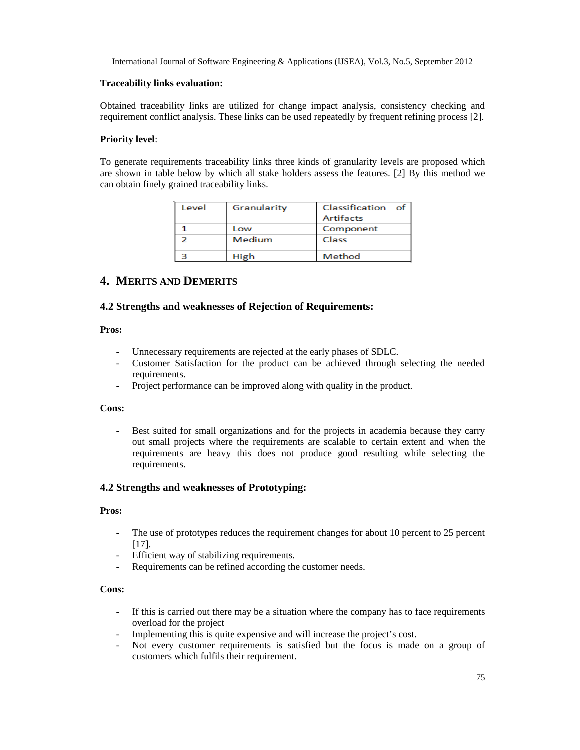**Traceability links evaluation:**

Obtained traceability links are utilized for change impact analysis, consistency checking and requirement conflict analysis. These links can be used repeatedly by frequent refining process [2].

**Priority level**:

To generate requirements traceability links three kinds of granularity levels are proposed which are shown in table below by which all stake holders assess the features. [2] By this method we can obtain finely grained traceability links.

| Level | Granularity | Classification of Artifacts |
|---|---|---|
| 1 | Low | Component |
| 2 | Medium | Class |
| 3 | High | Method |

# 4. MERITS AND DEMERITS

## 4.2 Strengths and weaknesses of Rejection of Requirements:

**Pros:**

- Unnecessary requirements are rejected at the early phases of SDLC.
- Customer Satisfaction for the product can be achieved through selecting the needed requirements.
- Project performance can be improved along with quality in the product.

**Cons:**

- Best suited for small organizations and for the projects in academia because they carry out small projects where the requirements are scalable to certain extent and when the requirements are heavy this does not produce good resulting while selecting the requirements.

## 4.2 Strengths and weaknesses of Prototyping:

**Pros:**

- The use of prototypes reduces the requirement changes for about 10 percent to 25 percent [17].
- Efficient way of stabilizing requirements.
- Requirements can be refined according the customer needs.

**Cons:**

- If this is carried out there may be a situation where the company has to face requirements overload for the project
- Implementing this is quite expensive and will increase the project's cost.
- Not every customer requirements is satisfied but the focus is made on a group of customers which fulfils their requirement.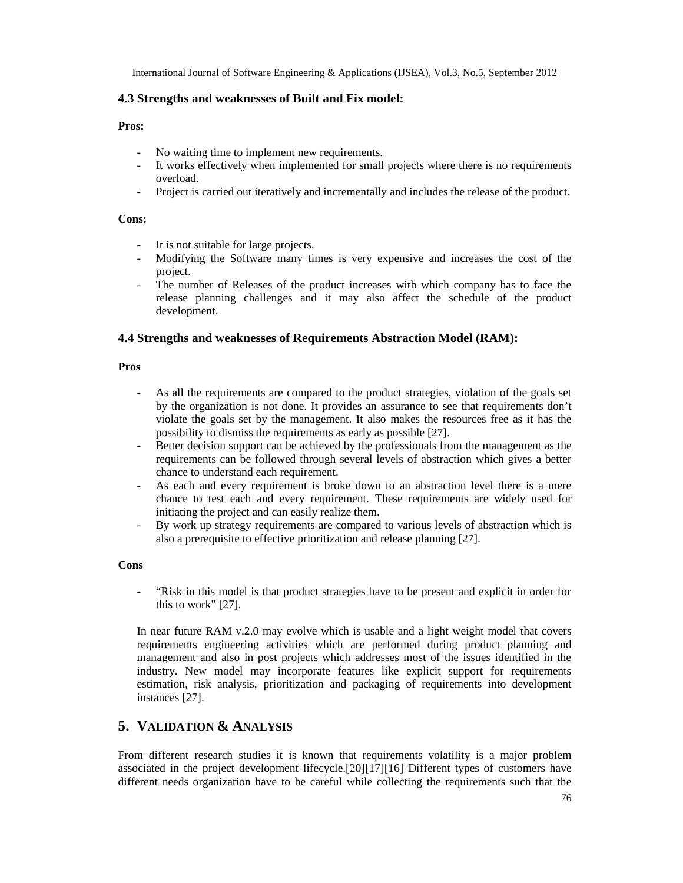### 4.3 Strengths and weaknesses of Built and Fix model:

**Pros:**

- No waiting time to implement new requirements.
- It works effectively when implemented for small projects where there is no requirements overload.
- Project is carried out iteratively and incrementally and includes the release of the product.

**Cons:**

- It is not suitable for large projects.
- Modifying the Software many times is very expensive and increases the cost of the project.
- The number of Releases of the product increases with which company has to face the release planning challenges and it may also affect the schedule of the product development.

### 4.4 Strengths and weaknesses of Requirements Abstraction Model (RAM):

**Pros**

- As all the requirements are compared to the product strategies, violation of the goals set by the organization is not done. It provides an assurance to see that requirements don't violate the goals set by the management. It also makes the resources free as it has the possibility to dismiss the requirements as early as possible [27].
- Better decision support can be achieved by the professionals from the management as the requirements can be followed through several levels of abstraction which gives a better chance to understand each requirement.
- As each and every requirement is broke down to an abstraction level there is a mere chance to test each and every requirement. These requirements are widely used for initiating the project and can easily realize them.
- By work up strategy requirements are compared to various levels of abstraction which is also a prerequisite to effective prioritization and release planning [27].

**Cons**

- "Risk in this model is that product strategies have to be present and explicit in order for this to work" [27].

In near future RAM v.2.0 may evolve which is usable and a light weight model that covers requirements engineering activities which are performed during product planning and management and also in post projects which addresses most of the issues identified in the industry. New model may incorporate features like explicit support for requirements estimation, risk analysis, prioritization and packaging of requirements into development instances [27].

## 5. Validation & Analysis

From different research studies it is known that requirements volatility is a major problem associated in the project development lifecycle.[20][17][16] Different types of customers have different needs organization have to be careful while collecting the requirements such that the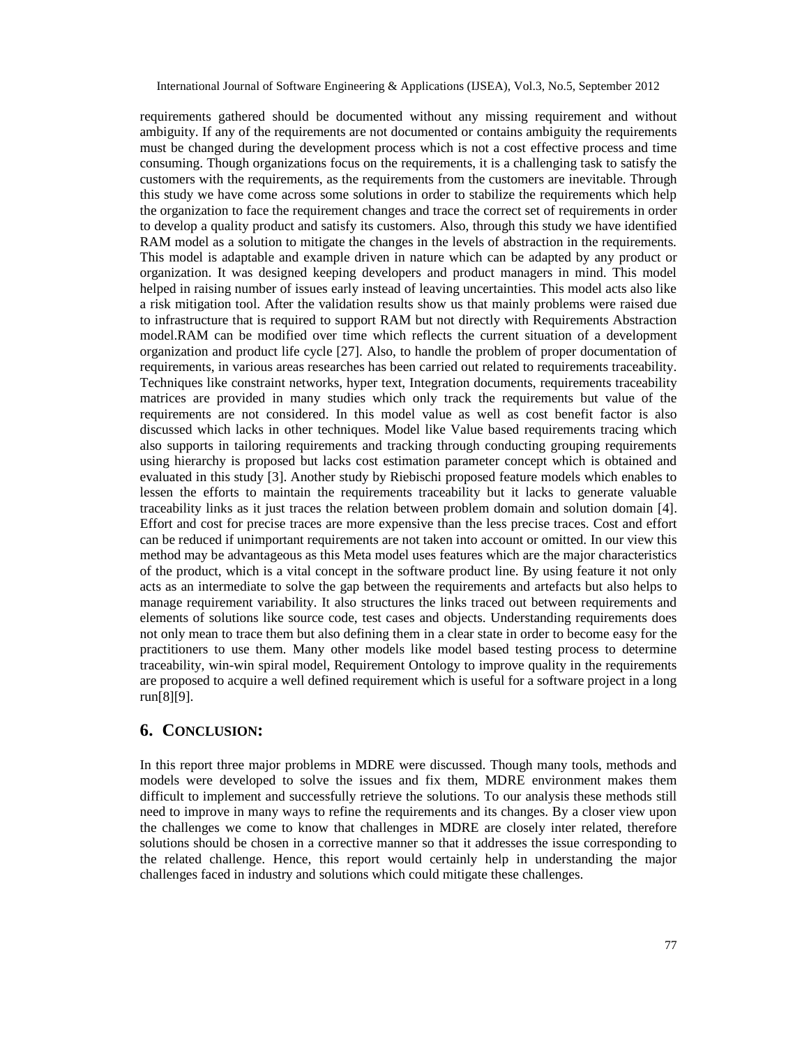requirements gathered should be documented without any missing requirement and without ambiguity. If any of the requirements are not documented or contains ambiguity the requirements must be changed during the development process which is not a cost effective process and time consuming. Though organizations focus on the requirements, it is a challenging task to satisfy the customers with the requirements, as the requirements from the customers are inevitable. Through this study we have come across some solutions in order to stabilize the requirements which help the organization to face the requirement changes and trace the correct set of requirements in order to develop a quality product and satisfy its customers. Also, through this study we have identified RAM model as a solution to mitigate the changes in the levels of abstraction in the requirements. This model is adaptable and example driven in nature which can be adapted by any product or organization. It was designed keeping developers and product managers in mind. This model helped in raising number of issues early instead of leaving uncertainties. This model acts also like a risk mitigation tool. After the validation results show us that mainly problems were raised due to infrastructure that is required to support RAM but not directly with Requirements Abstraction model.RAM can be modified over time which reflects the current situation of a development organization and product life cycle [27]. Also, to handle the problem of proper documentation of requirements, in various areas researches has been carried out related to requirements traceability. Techniques like constraint networks, hyper text, Integration documents, requirements traceability matrices are provided in many studies which only track the requirements but value of the requirements are not considered. In this model value as well as cost benefit factor is also discussed which lacks in other techniques. Model like Value based requirements tracing which also supports in tailoring requirements and tracking through conducting grouping requirements using hierarchy is proposed but lacks cost estimation parameter concept which is obtained and evaluated in this study [3]. Another study by Riebischi proposed feature models which enables to lessen the efforts to maintain the requirements traceability but it lacks to generate valuable traceability links as it just traces the relation between problem domain and solution domain [4]. Effort and cost for precise traces are more expensive than the less precise traces. Cost and effort can be reduced if unimportant requirements are not taken into account or omitted. In our view this method may be advantageous as this Meta model uses features which are the major characteristics of the product, which is a vital concept in the software product line. By using feature it not only acts as an intermediate to solve the gap between the requirements and artefacts but also helps to manage requirement variability. It also structures the links traced out between requirements and elements of solutions like source code, test cases and objects. Understanding requirements does not only mean to trace them but also defining them in a clear state in order to become easy for the practitioners to use them. Many other models like model based testing process to determine traceability, win-win spiral model, Requirement Ontology to improve quality in the requirements are proposed to acquire a well defined requirement which is useful for a software project in a long run[8][9].

## 6. CONCLUSION:

In this report three major problems in MDRE were discussed. Though many tools, methods and models were developed to solve the issues and fix them, MDRE environment makes them difficult to implement and successfully retrieve the solutions. To our analysis these methods still need to improve in many ways to refine the requirements and its changes. By a closer view upon the challenges we come to know that challenges in MDRE are closely inter related, therefore solutions should be chosen in a corrective manner so that it addresses the issue corresponding to the related challenge. Hence, this report would certainly help in understanding the major challenges faced in industry and solutions which could mitigate these challenges.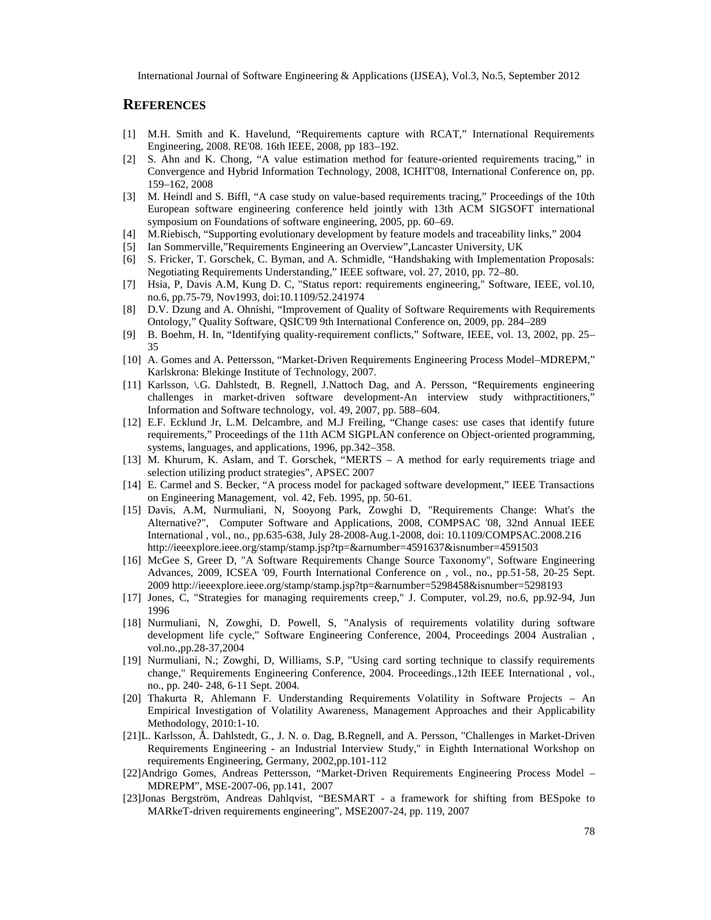## REFERENCES

[1] M.H. Smith and K. Havelund, "Requirements capture with RCAT," International Requirements Engineering, 2008. RE'08. 16th IEEE, 2008, pp 183–192.

[2] S. Ahn and K. Chong, "A value estimation method for feature-oriented requirements tracing," in Convergence and Hybrid Information Technology, 2008, ICHIT'08, International Conference on, pp. 159–162, 2008

[3] M. Heindl and S. Biffl, "A case study on value-based requirements tracing," Proceedings of the 10th European software engineering conference held jointly with 13th ACM SIGSOFT international symposium on Foundations of software engineering, 2005, pp. 60–69.

[4] M.Riebisch, "Supporting evolutionary development by feature models and traceability links," 2004

[5] Ian Sommerville,"Requirements Engineering an Overview",Lancaster University, UK

[6] S. Fricker, T. Gorschek, C. Byman, and A. Schmidle, "Handshaking with Implementation Proposals: Negotiating Requirements Understanding," IEEE software, vol. 27, 2010, pp. 72–80.

[7] Hsia, P, Davis A.M, Kung D. C, "Status report: requirements engineering," Software, IEEE, vol.10, no.6, pp.75-79, Nov1993, doi:10.1109/52.241974

[8] D.V. Dzung and A. Ohnishi, "Improvement of Quality of Software Requirements with Requirements Ontology," Quality Software, QSIC'09 9th International Conference on, 2009, pp. 284–289

[9] B. Boehm, H. In, "Identifying quality-requirement conflicts," Software, IEEE, vol. 13, 2002, pp. 25–35

[10] A. Gomes and A. Pettersson, "Market-Driven Requirements Engineering Process Model–MDREPM," Karlskrona: Blekinge Institute of Technology, 2007.

[11] Karlsson, \.G. Dahlstedt, B. Regnell, J.Nattoch Dag, and A. Persson, "Requirements engineering challenges in market-driven software development-An interview study withpractitioners," Information and Software technology, vol. 49, 2007, pp. 588–604.

[12] E.F. Ecklund Jr, L.M. Delcambre, and M.J Freiling, "Change cases: use cases that identify future requirements," Proceedings of the 11th ACM SIGPLAN conference on Object-oriented programming, systems, languages, and applications, 1996, pp.342–358.

[13] M. Khurum, K. Aslam, and T. Gorschek, "MERTS – A method for early requirements triage and selection utilizing product strategies", APSEC 2007

[14] E. Carmel and S. Becker, "A process model for packaged software development," IEEE Transactions on Engineering Management, vol. 42, Feb. 1995, pp. 50-61.

[15] Davis, A.M, Nurmuliani, N, Sooyong Park, Zowghi D, "Requirements Change: What's the Alternative?", Computer Software and Applications, 2008, COMPSAC '08, 32nd Annual IEEE International , vol., no., pp.635-638, July 28-2008-Aug.1-2008, doi: 10.1109/COMPSAC.2008.216 http://ieeexplore.ieee.org/stamp/stamp.jsp?tp=&arnumber=4591637&isnumber=4591503

[16] McGee S, Greer D, "A Software Requirements Change Source Taxonomy", Software Engineering Advances, 2009, ICSEA '09, Fourth International Conference on , vol., no., pp.51-58, 20-25 Sept. 2009 http://ieeexplore.ieee.org/stamp/stamp.jsp?tp=&arnumber=5298458&isnumber=5298193

[17] Jones, C, "Strategies for managing requirements creep," J. Computer, vol.29, no.6, pp.92-94, Jun 1996

[18] Nurmuliani, N, Zowghi, D. Powell, S, "Analysis of requirements volatility during software development life cycle," Software Engineering Conference, 2004, Proceedings 2004 Australian , vol.no.,pp.28-37,2004

[19] Nurmuliani, N.; Zowghi, D, Williams, S.P, "Using card sorting technique to classify requirements change," Requirements Engineering Conference, 2004. Proceedings.,12th IEEE International , vol., no., pp. 240- 248, 6-11 Sept. 2004.

[20] Thakurta R, Ahlemann F. Understanding Requirements Volatility in Software Projects – An Empirical Investigation of Volatility Awareness, Management Approaches and their Applicability Methodology, 2010:1-10.

[21]L. Karlsson, Å. Dahlstedt, G., J. N. o. Dag, B.Regnell, and A. Persson, "Challenges in Market-Driven Requirements Engineering - an Industrial Interview Study," in Eighth International Workshop on requirements Engineering, Germany, 2002,pp.101-112

[22]Andrigo Gomes, Andreas Pettersson, "Market-Driven Requirements Engineering Process Model – MDREPM", MSE-2007-06, pp.141, 2007

[23]Jonas Bergström, Andreas Dahlqvist, "BESMART - a framework for shifting from BESpoke to MARkeT-driven requirements engineering", MSE2007-24, pp. 119, 2007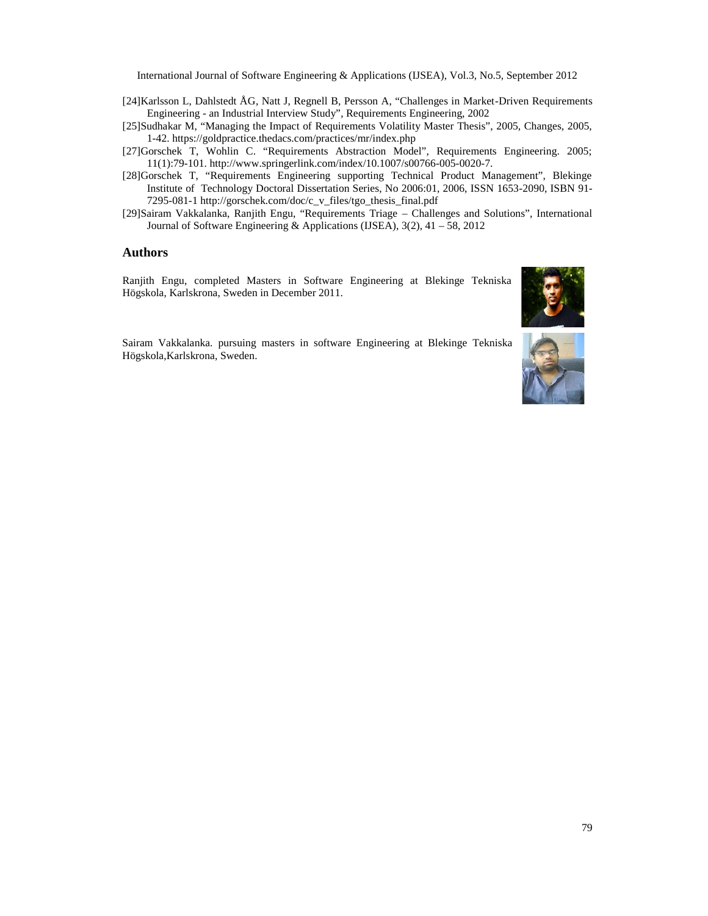[24]Karlsson L, Dahlstedt ÅG, Natt J, Regnell B, Persson A, "Challenges in Market-Driven Requirements Engineering - an Industrial Interview Study", Requirements Engineering, 2002

[25]Sudhakar M, "Managing the Impact of Requirements Volatility Master Thesis", 2005, Changes, 2005, 1-42. https://goldpractice.thedacs.com/practices/mr/index.php

[27]Gorschek T, Wohlin C. "Requirements Abstraction Model", Requirements Engineering. 2005; 11(1):79-101. http://www.springerlink.com/index/10.1007/s00766-005-0020-7.

[28]Gorschek T, "Requirements Engineering supporting Technical Product Management", Blekinge Institute of Technology Doctoral Dissertation Series, No 2006:01, 2006, ISSN 1653-2090, ISBN 91-7295-081-1 http://gorschek.com/doc/c_v_files/tgo_thesis_final.pdf

[29]Sairam Vakkalanka, Ranjith Engu, "Requirements Triage – Challenges and Solutions", International Journal of Software Engineering & Applications (IJSEA), 3(2), 41 – 58, 2012

## Authors

Ranjith Engu, completed Masters in Software Engineering at Blekinge Tekniska Högskola, Karlskrona, Sweden in December 2011.

Sairam Vakkalanka. pursuing masters in software Engineering at Blekinge Tekniska Högskola,Karlskrona, Sweden.